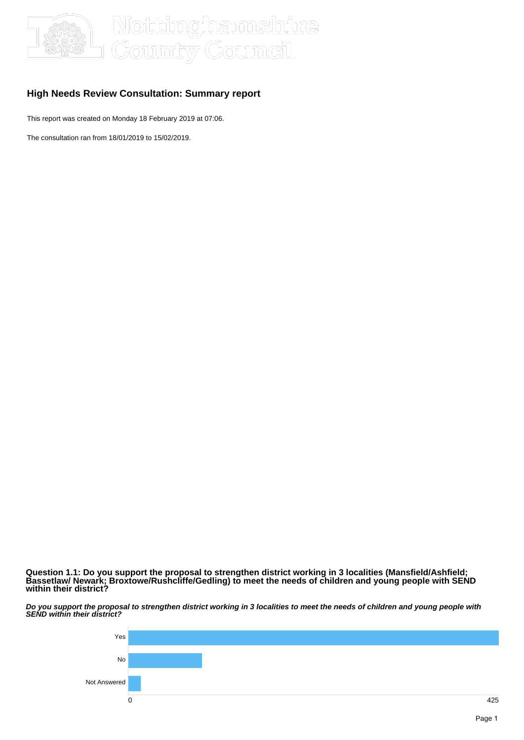## High Needs Review Consultation: Summary report

This report was created on Monday 18 February 2019 at 07:06.

The consultation ran from 18/01/2019 to 15/02/2019.

**Question 1.1: Do you support the proposal to strengthen district working in 3 localities (Mansfield/Ashfield; Bassetlaw/ Newark; Broxtowe/Rushcliffe/Gedling) to meet the needs of children and young people with SEND within their district?**

***Do you support the proposal to strengthen district working in 3 localities to meet the needs of children and young people with SEND within their district?***

Yes

No

Not Answered

0

425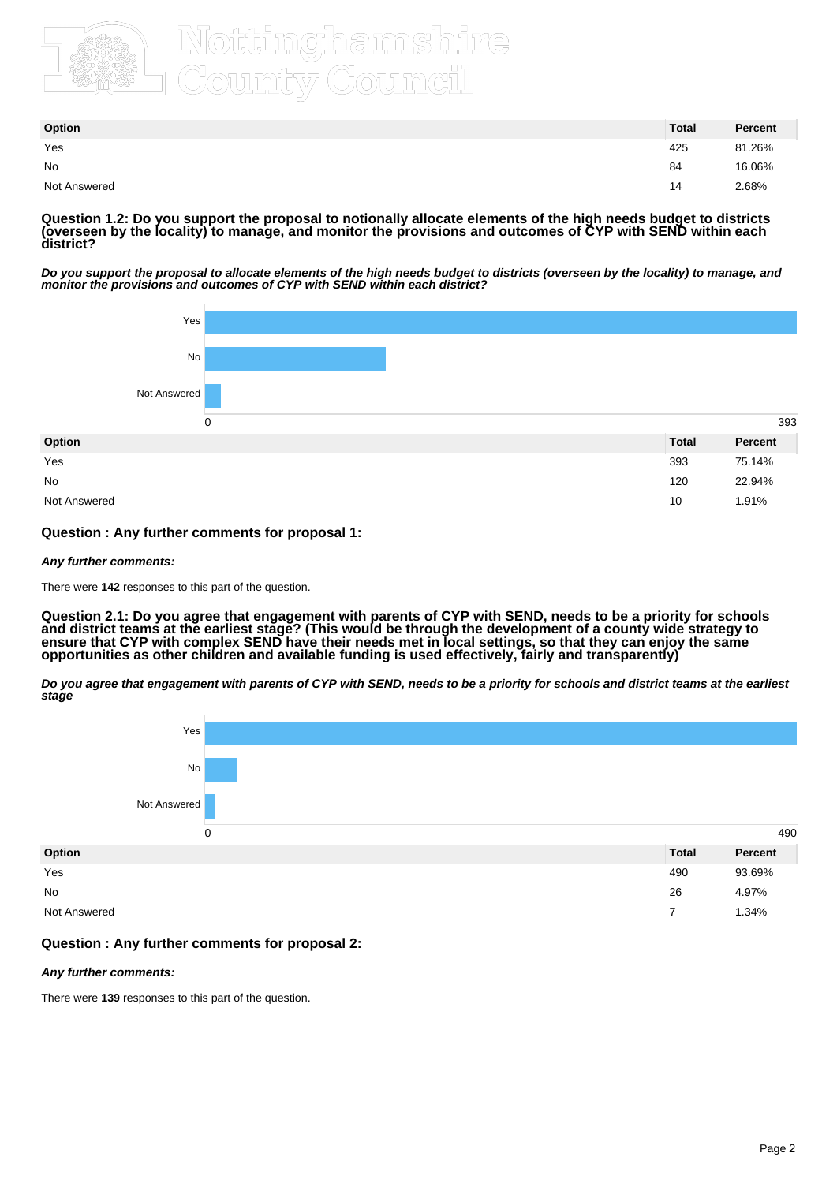| Option | Total | Percent |
|---|---|---|
| Yes | 425 | 81.26% |
| No | 84 | 16.06% |
| Not Answered | 14 | 2.68% |

### Question 1.2: Do you support the proposal to notionally allocate elements of the high needs budget to districts (overseen by the locality) to manage, and monitor the provisions and outcomes of CYP with SEND within each district?

***Do you support the proposal to allocate elements of the high needs budget to districts (overseen by the locality) to manage, and monitor the provisions and outcomes of CYP with SEND within each district?***

| Option | Total | Percent |
|---|---|---|
| Yes | 393 | 75.14% |
| No | 120 | 22.94% |
| Not Answered | 10 | 1.91% |

### Question : Any further comments for proposal 1:

***Any further comments:***

There were **142** responses to this part of the question.

### Question 2.1: Do you agree that engagement with parents of CYP with SEND, needs to be a priority for schools and district teams at the earliest stage? (This would be through the development of a county wide strategy to ensure that CYP with complex SEND have their needs met in local settings, so that they can enjoy the same opportunities as other children and available funding is used effectively, fairly and transparently)

***Do you agree that engagement with parents of CYP with SEND, needs to be a priority for schools and district teams at the earliest stage***

| Option | Total | Percent |
|---|---|---|
| Yes | 490 | 93.69% |
| No | 26 | 4.97% |
| Not Answered | 7 | 1.34% |

### Question : Any further comments for proposal 2:

***Any further comments:***

There were **139** responses to this part of the question.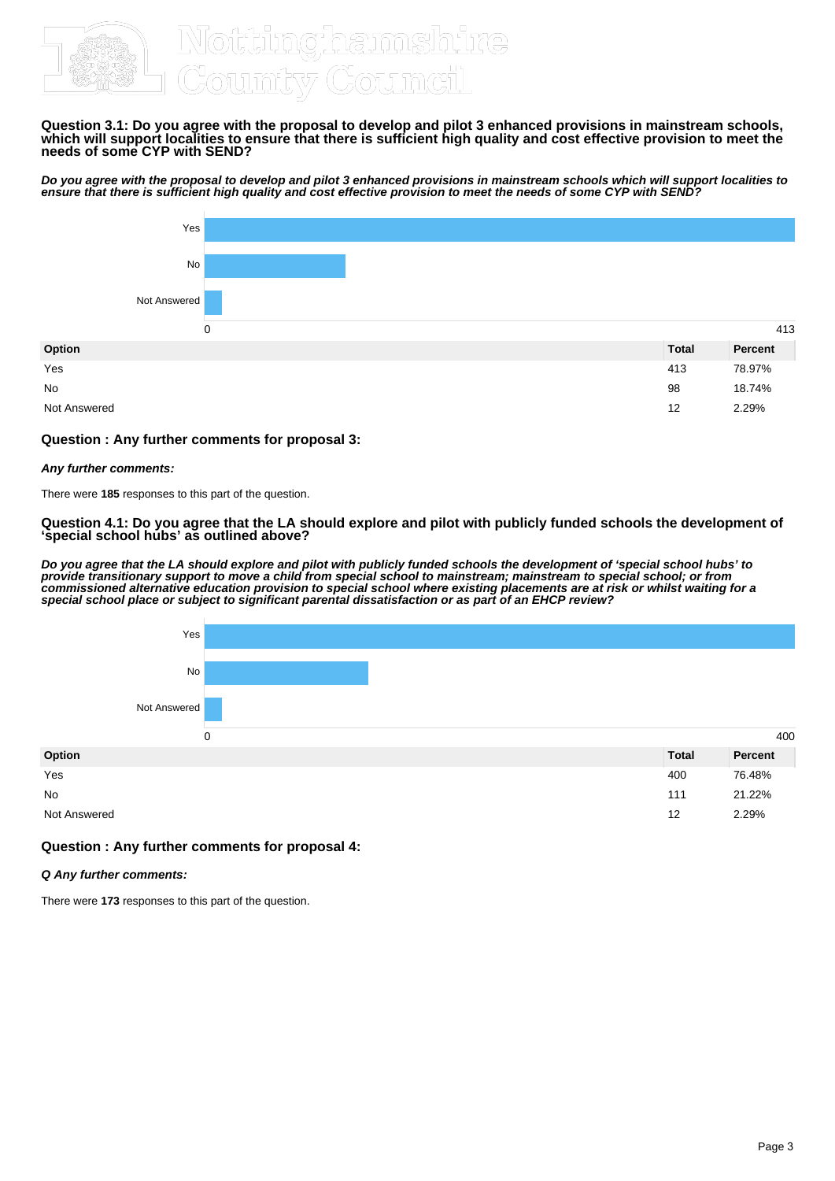### Question 3.1: Do you agree with the proposal to develop and pilot 3 enhanced provisions in mainstream schools, which will support localities to ensure that there is sufficient high quality and cost effective provision to meet the needs of some CYP with SEND?

***Do you agree with the proposal to develop and pilot 3 enhanced provisions in mainstream schools which will support localities to ensure that there is sufficient high quality and cost effective provision to meet the needs of some CYP with SEND?***

| Option | Total | Percent |
| --- | --- | --- |
| Yes | 413 | 78.97% |
| No | 98 | 18.74% |
| Not Answered | 12 | 2.29% |

### Question : Any further comments for proposal 3:

***Any further comments:***

There were **185** responses to this part of the question.

### Question 4.1: Do you agree that the LA should explore and pilot with publicly funded schools the development of 'special school hubs' as outlined above?

***Do you agree that the LA should explore and pilot with publicly funded schools the development of 'special school hubs' to provide transitionary support to move a child from special school to mainstream; mainstream to special school; or from commissioned alternative education provision to special school where existing placements are at risk or whilst waiting for a special school place or subject to significant parental dissatisfaction or as part of an EHCP review?***

| Option | Total | Percent |
| --- | --- | --- |
| Yes | 400 | 76.48% |
| No | 111 | 21.22% |
| Not Answered | 12 | 2.29% |

### Question : Any further comments for proposal 4:

***Q Any further comments:***

There were **173** responses to this part of the question.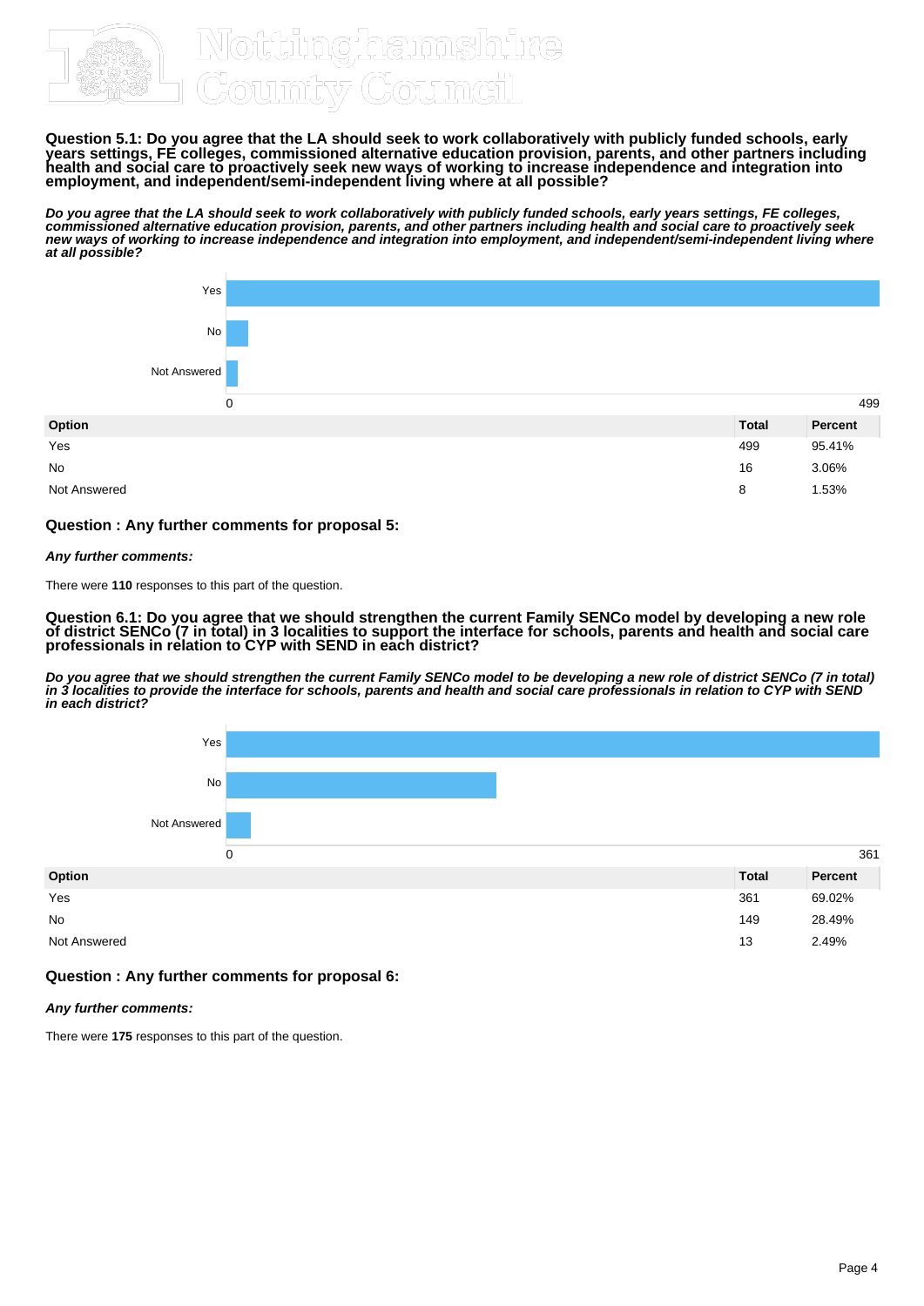### Question 5.1: Do you agree that the LA should seek to work collaboratively with publicly funded schools, early years settings, FE colleges, commissioned alternative education provision, parents, and other partners including health and social care to proactively seek new ways of working to increase independence and integration into employment, and independent/semi-independent living where at all possible?

***Do you agree that the LA should seek to work collaboratively with publicly funded schools, early years settings, FE colleges, commissioned alternative education provision, parents, and other partners including health and social care to proactively seek new ways of working to increase independence and integration into employment, and independent/semi-independent living where at all possible?***

| Option | Total | Percent |
|---|---|---|
| Yes | 499 | 95.41% |
| No | 16 | 3.06% |
| Not Answered | 8 | 1.53% |

### Question : Any further comments for proposal 5:

***Any further comments:***

There were **110** responses to this part of the question.

### Question 6.1: Do you agree that we should strengthen the current Family SENCo model by developing a new role of district SENCo (7 in total) in 3 localities to support the interface for schools, parents and health and social care professionals in relation to CYP with SEND in each district?

***Do you agree that we should strengthen the current Family SENCo model to be developing a new role of district SENCo (7 in total) in 3 localities to provide the interface for schools, parents and health and social care professionals in relation to CYP with SEND in each district?***

| Option | Total | Percent |
|---|---|---|
| Yes | 361 | 69.02% |
| No | 149 | 28.49% |
| Not Answered | 13 | 2.49% |

### Question : Any further comments for proposal 6:

***Any further comments:***

There were **175** responses to this part of the question.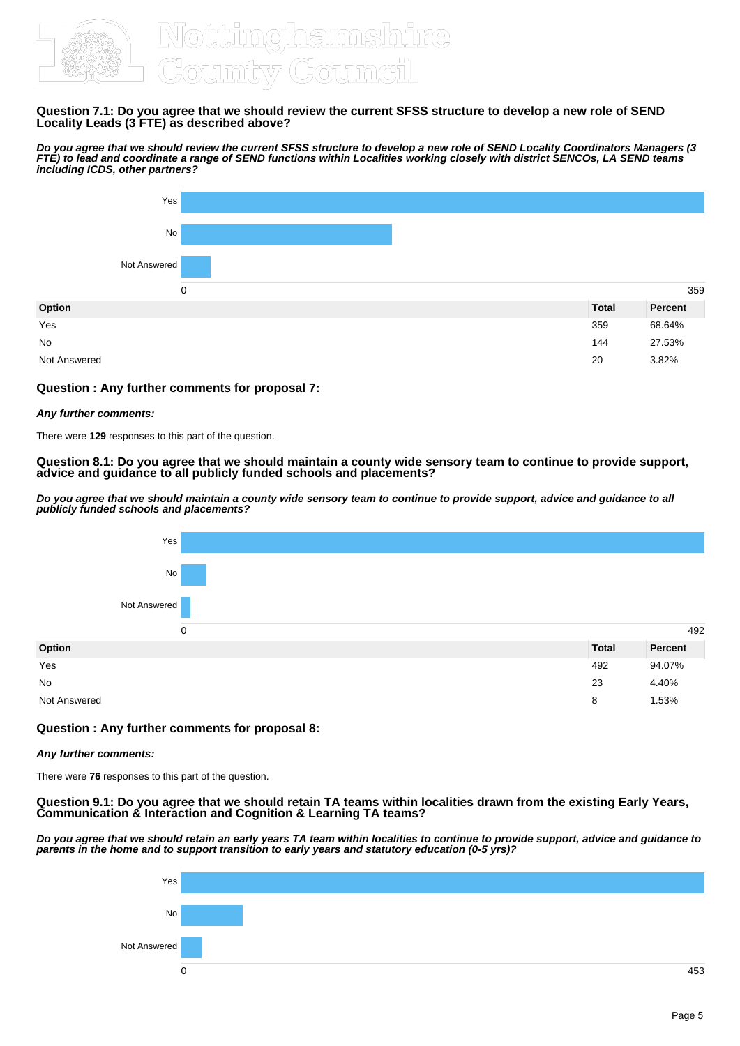### Question 7.1: Do you agree that we should review the current SFSS structure to develop a new role of SEND Locality Leads (3 FTE) as described above?

***Do you agree that we should review the current SFSS structure to develop a new role of SEND Locality Coordinators Managers (3 FTE) to lead and coordinate a range of SEND functions within Localities working closely with district SENCOs, LA SEND teams including ICDS, other partners?***

| Option | Total | Percent |
| --- | --- | --- |
| Yes | 359 | 68.64% |
| No | 144 | 27.53% |
| Not Answered | 20 | 3.82% |

### Question : Any further comments for proposal 7:

***Any further comments:***

There were **129** responses to this part of the question.

### Question 8.1: Do you agree that we should maintain a county wide sensory team to continue to provide support, advice and guidance to all publicly funded schools and placements?

***Do you agree that we should maintain a county wide sensory team to continue to provide support, advice and guidance to all publicly funded schools and placements?***

| Option | Total | Percent |
| --- | --- | --- |
| Yes | 492 | 94.07% |
| No | 23 | 4.40% |
| Not Answered | 8 | 1.53% |

### Question : Any further comments for proposal 8:

***Any further comments:***

There were **76** responses to this part of the question.

### Question 9.1: Do you agree that we should retain TA teams within localities drawn from the existing Early Years, Communication & Interaction and Cognition & Learning TA teams?

***Do you agree that we should retain an early years TA team within localities to continue to provide support, advice and guidance to parents in the home and to support transition to early years and statutory education (0-5 yrs)?***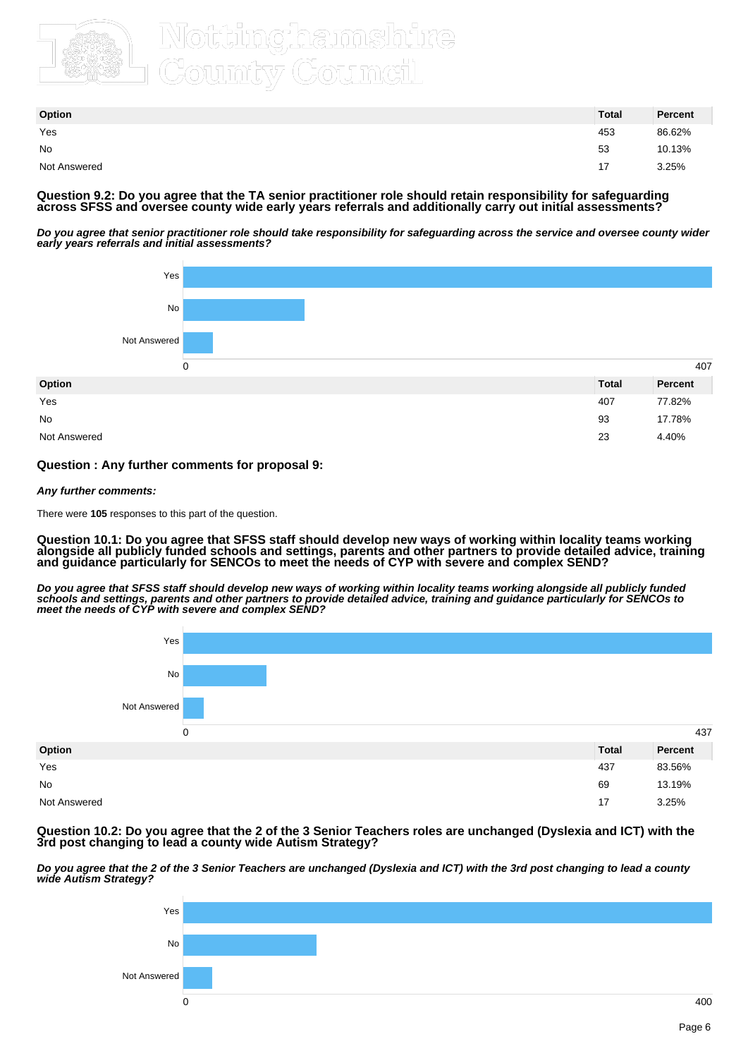| Option | Total | Percent |
|---|---|---|
| Yes | 453 | 86.62% |
| No | 53 | 10.13% |
| Not Answered | 17 | 3.25% |

### Question 9.2: Do you agree that the TA senior practitioner role should retain responsibility for safeguarding across SFSS and oversee county wide early years referrals and additionally carry out initial assessments?

***Do you agree that senior practitioner role should take responsibility for safeguarding across the service and oversee county wider early years referrals and initial assessments?***

| Option | Total | Percent |
|---|---|---|
| Yes | 407 | 77.82% |
| No | 93 | 17.78% |
| Not Answered | 23 | 4.40% |

### Question : Any further comments for proposal 9:

***Any further comments:***

There were **105** responses to this part of the question.

### Question 10.1: Do you agree that SFSS staff should develop new ways of working within locality teams working alongside all publicly funded schools and settings, parents and other partners to provide detailed advice, training and guidance particularly for SENCOs to meet the needs of CYP with severe and complex SEND?

***Do you agree that SFSS staff should develop new ways of working within locality teams working alongside all publicly funded schools and settings, parents and other partners to provide detailed advice, training and guidance particularly for SENCOs to meet the needs of CYP with severe and complex SEND?***

| Option | Total | Percent |
|---|---|---|
| Yes | 437 | 83.56% |
| No | 69 | 13.19% |
| Not Answered | 17 | 3.25% |

### Question 10.2: Do you agree that the 2 of the 3 Senior Teachers roles are unchanged (Dyslexia and ICT) with the 3rd post changing to lead a county wide Autism Strategy?

***Do you agree that the 2 of the 3 Senior Teachers are unchanged (Dyslexia and ICT) with the 3rd post changing to lead a county wide Autism Strategy?***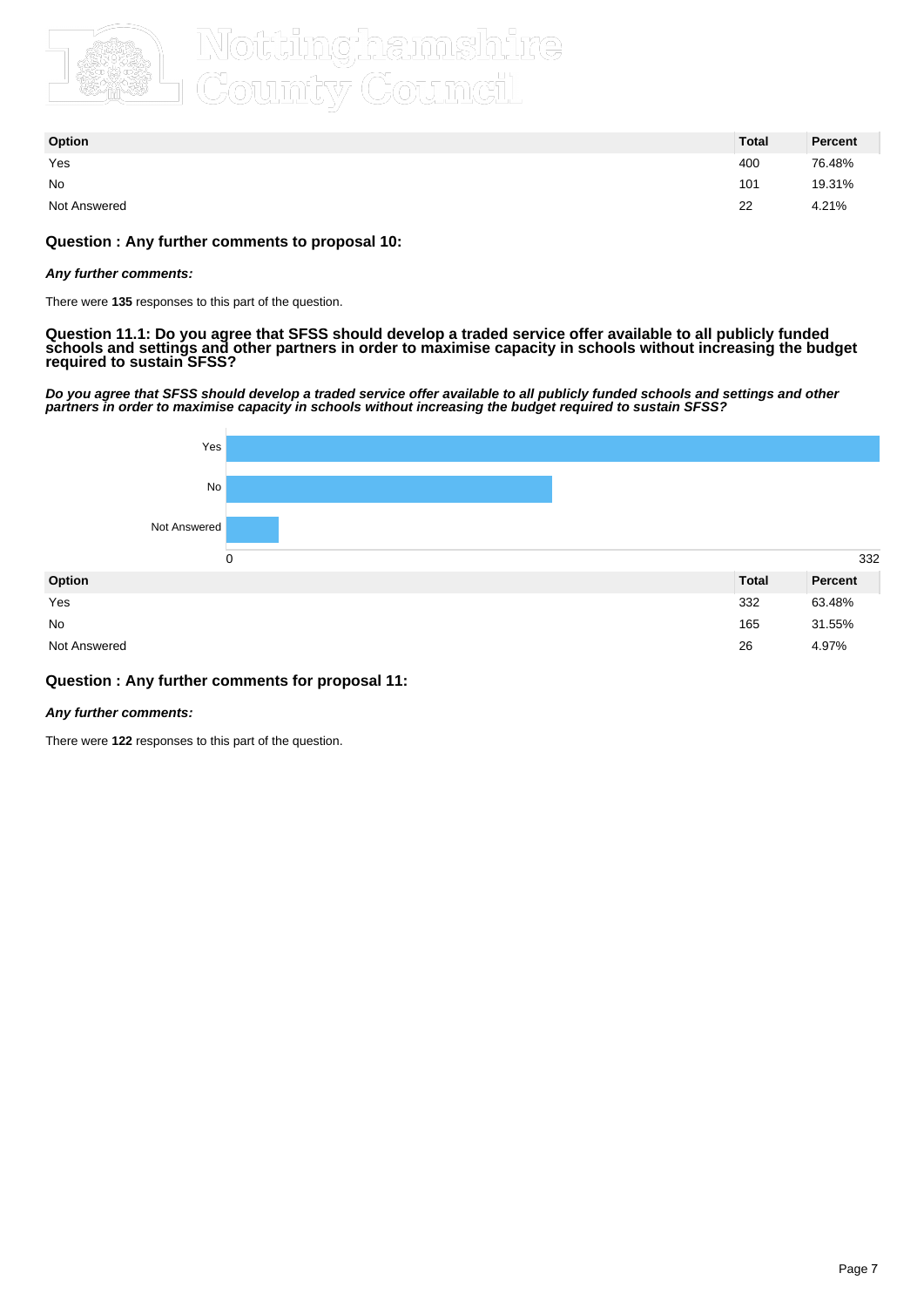| Option | Total | Percent |
|---|---|---|
| Yes | 400 | 76.48% |
| No | 101 | 19.31% |
| Not Answered | 22 | 4.21% |

### Question : Any further comments to proposal 10:

***Any further comments:***

There were **135** responses to this part of the question.

### Question 11.1: Do you agree that SFSS should develop a traded service offer available to all publicly funded schools and settings and other partners in order to maximise capacity in schools without increasing the budget required to sustain SFSS?

***Do you agree that SFSS should develop a traded service offer available to all publicly funded schools and settings and other partners in order to maximise capacity in schools without increasing the budget required to sustain SFSS?***

| Option | Total | Percent |
|---|---|---|
| Yes | 332 | 63.48% |
| No | 165 | 31.55% |
| Not Answered | 26 | 4.97% |

### Question : Any further comments for proposal 11:

***Any further comments:***

There were **122** responses to this part of the question.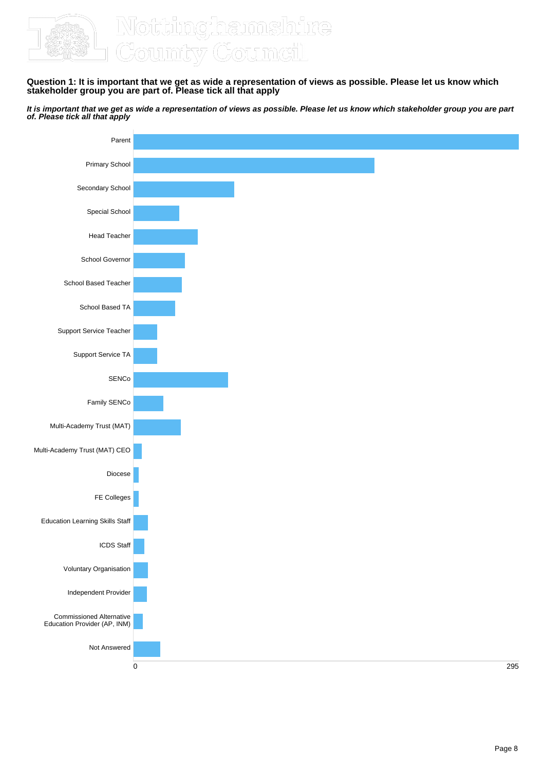**Question 1: It is important that we get as wide a representation of views as possible. Please let us know which stakeholder group you are part of. Please tick all that apply**

***It is important that we get as wide a representation of views as possible. Please let us know which stakeholder group you are part of. Please tick all that apply***

Parent

Primary School

Secondary School

Special School

Head Teacher

School Governor

School Based Teacher

School Based TA

Support Service Teacher

Support Service TA

SENCo

Family SENCo

Multi-Academy Trust (MAT)

Multi-Academy Trust (MAT) CEO

Diocese

FE Colleges

Education Learning Skills Staff

ICDS Staff

Voluntary Organisation

Independent Provider

Commissioned Alternative Education Provider (AP, INM)

Not Answered

0 295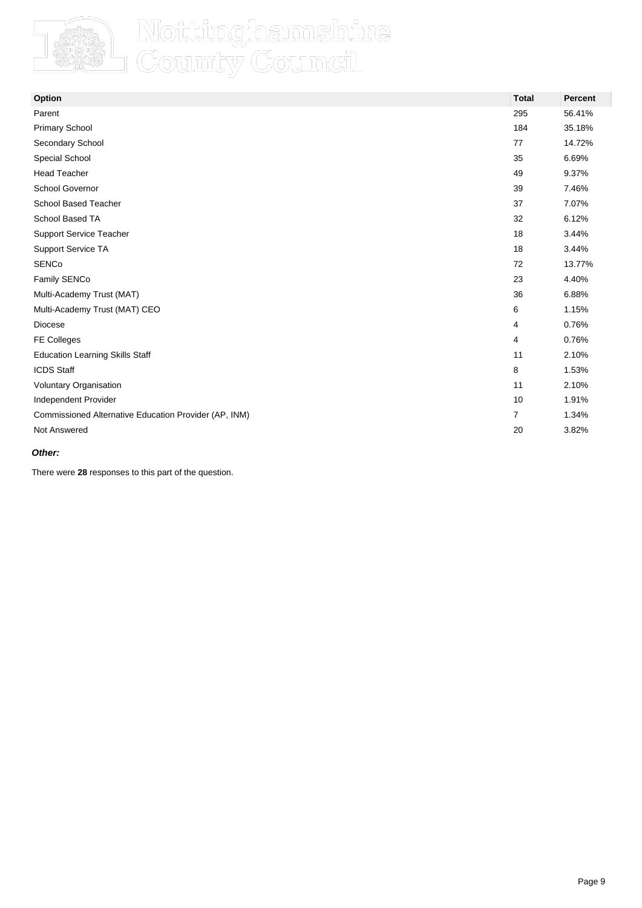| Option | Total | Percent |
|---|---|---|
| Parent | 295 | 56.41% |
| Primary School | 184 | 35.18% |
| Secondary School | 77 | 14.72% |
| Special School | 35 | 6.69% |
| Head Teacher | 49 | 9.37% |
| School Governor | 39 | 7.46% |
| School Based Teacher | 37 | 7.07% |
| School Based TA | 32 | 6.12% |
| Support Service Teacher | 18 | 3.44% |
| Support Service TA | 18 | 3.44% |
| SENCo | 72 | 13.77% |
| Family SENCo | 23 | 4.40% |
| Multi-Academy Trust (MAT) | 36 | 6.88% |
| Multi-Academy Trust (MAT) CEO | 6 | 1.15% |
| Diocese | 4 | 0.76% |
| FE Colleges | 4 | 0.76% |
| Education Learning Skills Staff | 11 | 2.10% |
| ICDS Staff | 8 | 1.53% |
| Voluntary Organisation | 11 | 2.10% |
| Independent Provider | 10 | 1.91% |
| Commissioned Alternative Education Provider (AP, INM) | 7 | 1.34% |
| Not Answered | 20 | 3.82% |

***Other:***

There were **28** responses to this part of the question.